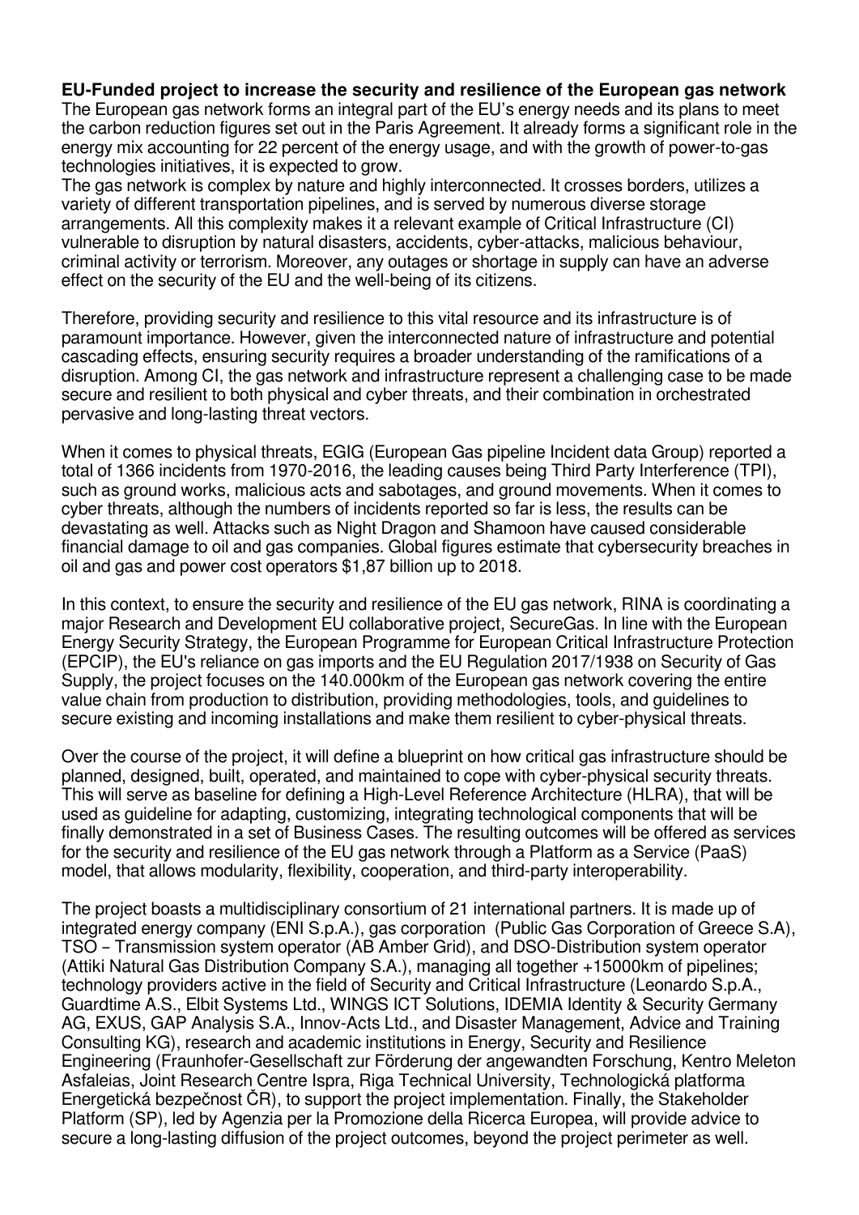**EU-Funded project to increase the security and resilience of the European gas network**

The European gas network forms an integral part of the EU's energy needs and its plans to meet the carbon reduction figures set out in the Paris Agreement. It already forms a significant role in the energy mix accounting for 22 percent of the energy usage, and with the growth of power-to-gas technologies initiatives, it is expected to grow.

The gas network is complex by nature and highly interconnected. It crosses borders, utilizes a variety of different transportation pipelines, and is served by numerous diverse storage arrangements. All this complexity makes it a relevant example of Critical Infrastructure (CI) vulnerable to disruption by natural disasters, accidents, cyber-attacks, malicious behaviour, criminal activity or terrorism. Moreover, any outages or shortage in supply can have an adverse effect on the security of the EU and the well-being of its citizens.

Therefore, providing security and resilience to this vital resource and its infrastructure is of paramount importance. However, given the interconnected nature of infrastructure and potential cascading effects, ensuring security requires a broader understanding of the ramifications of a disruption. Among CI, the gas network and infrastructure represent a challenging case to be made secure and resilient to both physical and cyber threats, and their combination in orchestrated pervasive and long-lasting threat vectors.

When it comes to physical threats, EGIG (European Gas pipeline Incident data Group) reported a total of 1366 incidents from 1970-2016, the leading causes being Third Party Interference (TPI), such as ground works, malicious acts and sabotages, and ground movements. When it comes to cyber threats, although the numbers of incidents reported so far is less, the results can be devastating as well. Attacks such as Night Dragon and Shamoon have caused considerable financial damage to oil and gas companies. Global figures estimate that cybersecurity breaches in oil and gas and power cost operators $1,87 billion up to 2018.

In this context, to ensure the security and resilience of the EU gas network, RINA is coordinating a major Research and Development EU collaborative project, SecureGas. In line with the European Energy Security Strategy, the European Programme for European Critical Infrastructure Protection (EPCIP), the EU's reliance on gas imports and the EU Regulation 2017/1938 on Security of Gas Supply, the project focuses on the 140.000km of the European gas network covering the entire value chain from production to distribution, providing methodologies, tools, and guidelines to secure existing and incoming installations and make them resilient to cyber-physical threats.

Over the course of the project, it will define a blueprint on how critical gas infrastructure should be planned, designed, built, operated, and maintained to cope with cyber-physical security threats. This will serve as baseline for defining a High-Level Reference Architecture (HLRA), that will be used as guideline for adapting, customizing, integrating technological components that will be finally demonstrated in a set of Business Cases. The resulting outcomes will be offered as services for the security and resilience of the EU gas network through a Platform as a Service (PaaS) model, that allows modularity, flexibility, cooperation, and third-party interoperability.

The project boasts a multidisciplinary consortium of 21 international partners. It is made up of integrated energy company (ENI S.p.A.), gas corporation (Public Gas Corporation of Greece S.A), TSO – Transmission system operator (AB Amber Grid), and DSO-Distribution system operator (Attiki Natural Gas Distribution Company S.A.), managing all together +15000km of pipelines; technology providers active in the field of Security and Critical Infrastructure (Leonardo S.p.A., Guardtime A.S., Elbit Systems Ltd., WINGS ICT Solutions, IDEMIA Identity & Security Germany AG, EXUS, GAP Analysis S.A., Innov-Acts Ltd., and Disaster Management, Advice and Training Consulting KG), research and academic institutions in Energy, Security and Resilience Engineering (Fraunhofer-Gesellschaft zur Förderung der angewandten Forschung, Kentro Meleton Asfaleias, Joint Research Centre Ispra, Riga Technical University, Technologická platforma Energetická bezpečnost ČR), to support the project implementation. Finally, the Stakeholder Platform (SP), led by Agenzia per la Promozione della Ricerca Europea, will provide advice to secure a long-lasting diffusion of the project outcomes, beyond the project perimeter as well.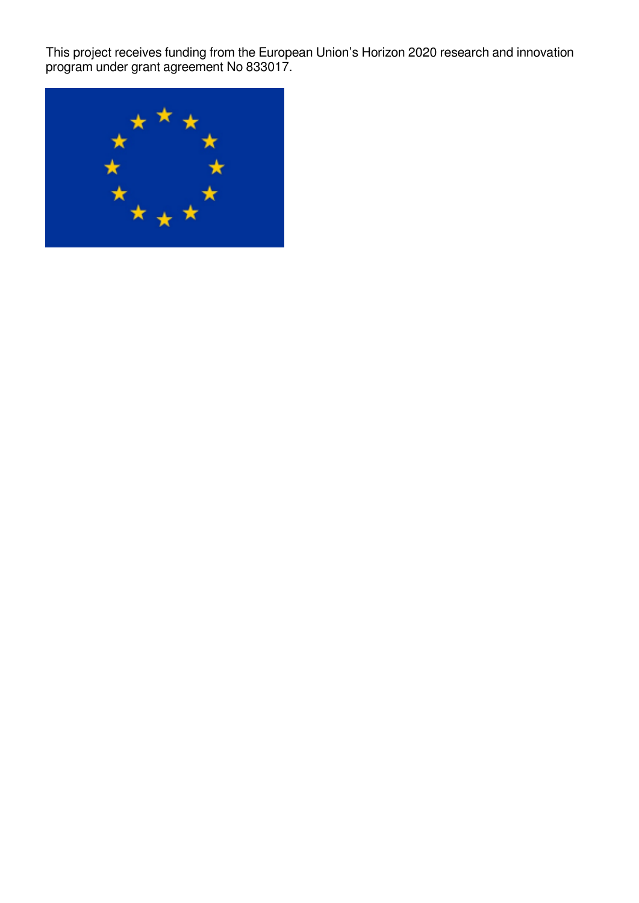This project receives funding from the European Union's Horizon 2020 research and innovation program under grant agreement No 833017.